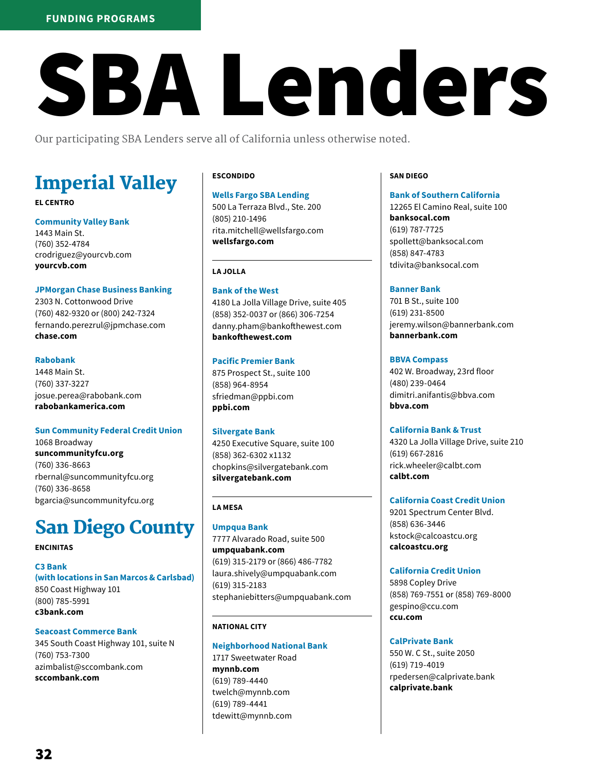FUNDING PROGRAMS

# SBA Lenders

Our participating SBA Lenders serve all of California unless otherwise noted.

## Imperial Valley

### EL CENTRO

**Community Valley Bank**
1443 Main St.
(760) 352-4784
crodriguez@yourcvb.com
**yourcvb.com**

**JPMorgan Chase Business Banking**
2303 N. Cottonwood Drive
(760) 482-9320 or (800) 242-7324
fernando.perezrul@jpmchase.com
**chase.com**

**Rabobank**
1448 Main St.
(760) 337-3227
josue.perea@rabobank.com
**rabobankamerica.com**

**Sun Community Federal Credit Union**
1068 Broadway
**suncommunityfcu.org**
(760) 336-8663
rbernal@suncommunityfcu.org
(760) 336-8658
bgarcia@suncommunityfcu.org

## San Diego County

### ENCINITAS

**C3 Bank (with locations in San Marcos & Carlsbad)**
850 Coast Highway 101
(800) 785-5991
**c3bank.com**

**Seacoast Commerce Bank**
345 South Coast Highway 101, suite N
(760) 753-7300
azimbalist@sccombank.com
**sccombank.com**

### ESCONDIDO

**Wells Fargo SBA Lending**
500 La Terraza Blvd., Ste. 200
(805) 210-1496
rita.mitchell@wellsfargo.com
**wellsfargo.com**

### LA JOLLA

**Bank of the West**
4180 La Jolla Village Drive, suite 405
(858) 352-0037 or (866) 306-7254
danny.pham@bankofthewest.com
**bankofthewest.com**

**Pacific Premier Bank**
875 Prospect St., suite 100
(858) 964-8954
sfriedman@ppbi.com
**ppbi.com**

**Silvergate Bank**
4250 Executive Square, suite 100
(858) 362-6302 x1132
chopkins@silvergatebank.com
**silvergatebank.com**

### LA MESA

**Umpqua Bank**
7777 Alvarado Road, suite 500
**umpquabank.com**
(619) 315-2179 or (866) 486-7782
laura.shively@umpquabank.com
(619) 315-2183
stephaniebitters@umpquabank.com

### NATIONAL CITY

**Neighborhood National Bank**
1717 Sweetwater Road
**mynnb.com**
(619) 789-4440
twelch@mynnb.com
(619) 789-4441
tdewitt@mynnb.com

### SAN DIEGO

**Bank of Southern California**
12265 El Camino Real, suite 100
**banksocal.com**
(619) 787-7725
spollett@banksocal.com
(858) 847-4783
tdivita@banksocal.com

**Banner Bank**
701 B St., suite 100
(619) 231-8500
jeremy.wilson@bannerbank.com
**bannerbank.com**

**BBVA Compass**
402 W. Broadway, 23rd floor
(480) 239-0464
dimitri.anifantis@bbva.com
**bbva.com**

**California Bank & Trust**
4320 La Jolla Village Drive, suite 210
(619) 667-2816
rick.wheeler@calbt.com
**calbt.com**

**California Coast Credit Union**
9201 Spectrum Center Blvd.
(858) 636-3446
kstock@calcoastcu.org
**calcoastcu.org**

**California Credit Union**
5898 Copley Drive
(858) 769-7551 or (858) 769-8000
gespino@ccu.com
**ccu.com**

**CalPrivate Bank**
550 W. C St., suite 2050
(619) 719-4019
rpedersen@calprivate.bank
**calprivate.bank**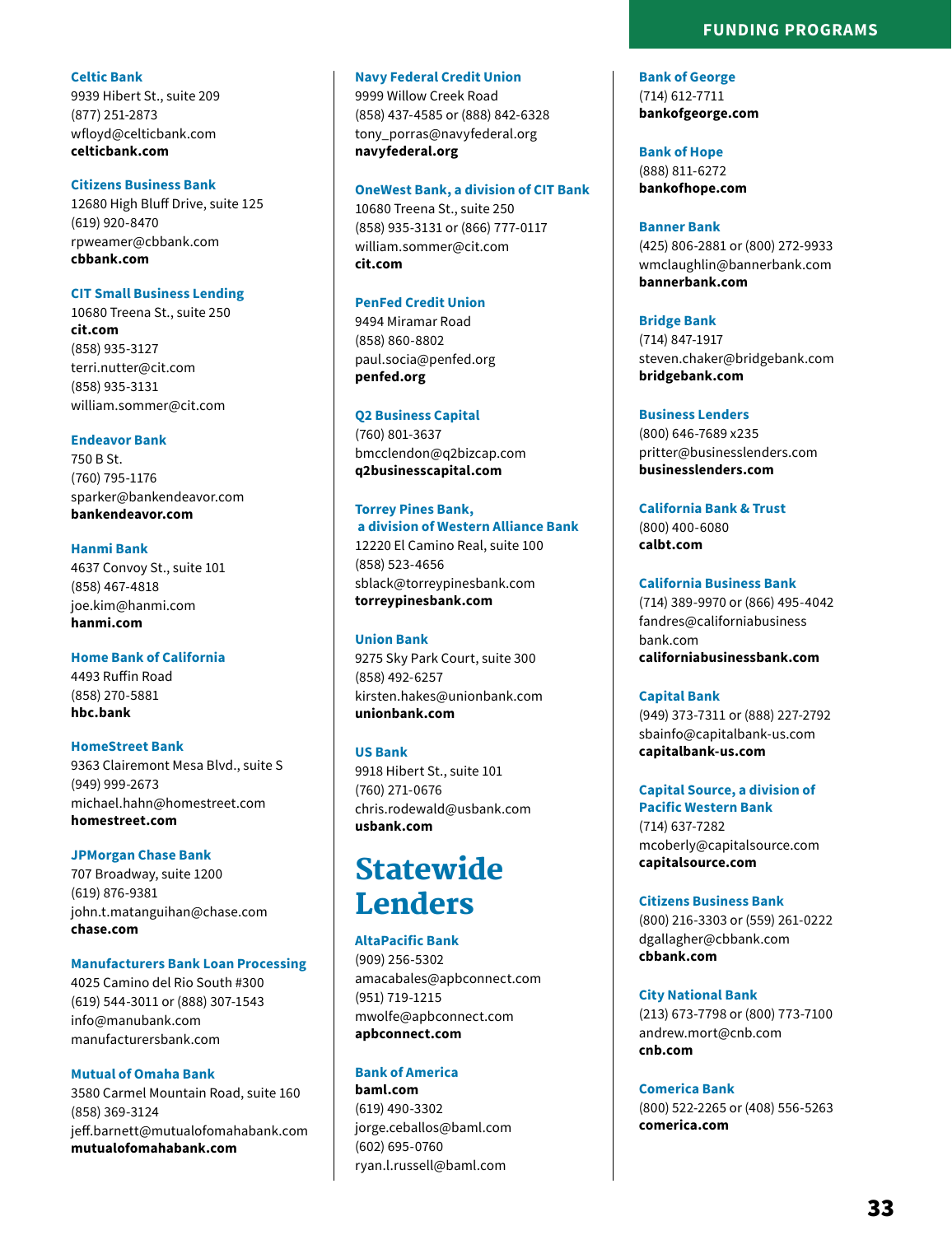**Celtic Bank**
9939 Hibert St., suite 209
(877) 251-2873
wfloyd@celticbank.com
**celticbank.com**

**Citizens Business Bank**
12680 High Bluff Drive, suite 125
(619) 920-8470
rpweamer@cbbank.com
**cbbank.com**

**CIT Small Business Lending**
10680 Treena St., suite 250
**cit.com**
(858) 935-3127
terri.nutter@cit.com
(858) 935-3131
william.sommer@cit.com

**Endeavor Bank**
750 B St.
(760) 795-1176
sparker@bankendeavor.com
**bankendeavor.com**

**Hanmi Bank**
4637 Convoy St., suite 101
(858) 467-4818
joe.kim@hanmi.com
**hanmi.com**

**Home Bank of California**
4493 Ruffin Road
(858) 270-5881
**hbc.bank**

**HomeStreet Bank**
9363 Clairemont Mesa Blvd., suite S
(949) 999-2673
michael.hahn@homestreet.com
**homestreet.com**

**JPMorgan Chase Bank**
707 Broadway, suite 1200
(619) 876-9381
john.t.matanguihan@chase.com
**chase.com**

**Manufacturers Bank Loan Processing**
4025 Camino del Rio South #300
(619) 544-3011 or (888) 307-1543
info@manubank.com
manufacturersbank.com

**Mutual of Omaha Bank**
3580 Carmel Mountain Road, suite 160
(858) 369-3124
jeff.barnett@mutualofomahabank.com
**mutualofomahabank.com**

**Navy Federal Credit Union**
9999 Willow Creek Road
(858) 437-4585 or (888) 842-6328
tony_porras@navyfederal.org
**navyfederal.org**

**OneWest Bank, a division of CIT Bank**
10680 Treena St., suite 250
(858) 935-3131 or (866) 777-0117
william.sommer@cit.com
**cit.com**

**PenFed Credit Union**
9494 Miramar Road
(858) 860-8802
paul.socia@penfed.org
**penfed.org**

**Q2 Business Capital**
(760) 801-3637
bmcclendon@q2bizcap.com
**q2businesscapital.com**

**Torrey Pines Bank, a division of Western Alliance Bank**
12220 El Camino Real, suite 100
(858) 523-4656
sblack@torreypinesbank.com
**torreypinesbank.com**

**Union Bank**
9275 Sky Park Court, suite 300
(858) 492-6257
kirsten.hakes@unionbank.com
**unionbank.com**

**US Bank**
9918 Hibert St., suite 101
(760) 271-0676
chris.rodewald@usbank.com
**usbank.com**

## Statewide Lenders

**AltaPacific Bank**
(909) 256-5302
amacabales@apbconnect.com
(951) 719-1215
mwolfe@apbconnect.com
**apbconnect.com**

**Bank of America**
**baml.com**
(619) 490-3302
jorge.ceballos@baml.com
(602) 695-0760
ryan.l.russell@baml.com

**Bank of George**
(714) 612-7711
**bankofgeorge.com**

**Bank of Hope**
(888) 811-6272
**bankofhope.com**

**Banner Bank**
(425) 806-2881 or (800) 272-9933
wmclaughlin@bannerbank.com
**bannerbank.com**

**Bridge Bank**
(714) 847-1917
steven.chaker@bridgebank.com
**bridgebank.com**

**Business Lenders**
(800) 646-7689 x235
pritter@businesslenders.com
**businesslenders.com**

**California Bank & Trust**
(800) 400-6080
**calbt.com**

**California Business Bank**
(714) 389-9970 or (866) 495-4042
fandres@californiabusinessbank.com
**californiabusinessbank.com**

**Capital Bank**
(949) 373-7311 or (888) 227-2792
sbainfo@capitalbank-us.com
**capitalbank-us.com**

**Capital Source, a division of Pacific Western Bank**
(714) 637-7282
mcoberly@capitalsource.com
**capitalsource.com**

**Citizens Business Bank**
(800) 216-3303 or (559) 261-0222
dgallagher@cbbank.com
**cbbank.com**

**City National Bank**
(213) 673-7798 or (800) 773-7100
andrew.mort@cnb.com
**cnb.com**

**Comerica Bank**
(800) 522-2265 or (408) 556-5263
**comerica.com**